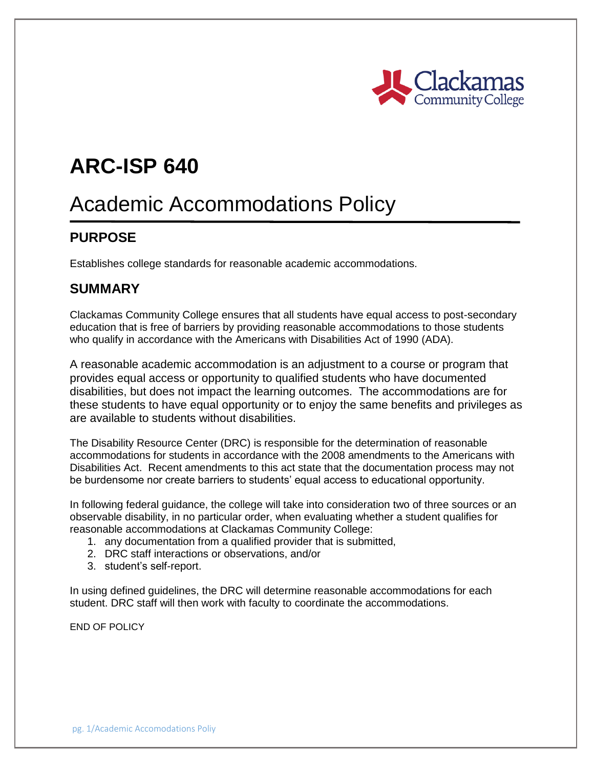# ARC-ISP 640

# Academic Accommodations Policy

## PURPOSE

Establishes college standards for reasonable academic accommodations.

## SUMMARY

Clackamas Community College ensures that all students have equal access to post-secondary education that is free of barriers by providing reasonable accommodations to those students who qualify in accordance with the Americans with Disabilities Act of 1990 (ADA).

A reasonable academic accommodation is an adjustment to a course or program that provides equal access or opportunity to qualified students who have documented disabilities, but does not impact the learning outcomes. The accommodations are for these students to have equal opportunity or to enjoy the same benefits and privileges as are available to students without disabilities.

The Disability Resource Center (DRC) is responsible for the determination of reasonable accommodations for students in accordance with the 2008 amendments to the Americans with Disabilities Act. Recent amendments to this act state that the documentation process may not be burdensome nor create barriers to students' equal access to educational opportunity.

In following federal guidance, the college will take into consideration two of three sources or an observable disability, in no particular order, when evaluating whether a student qualifies for reasonable accommodations at Clackamas Community College:

1. any documentation from a qualified provider that is submitted,
2. DRC staff interactions or observations, and/or
3. student's self-report.

In using defined guidelines, the DRC will determine reasonable accommodations for each student. DRC staff will then work with faculty to coordinate the accommodations.

END OF POLICY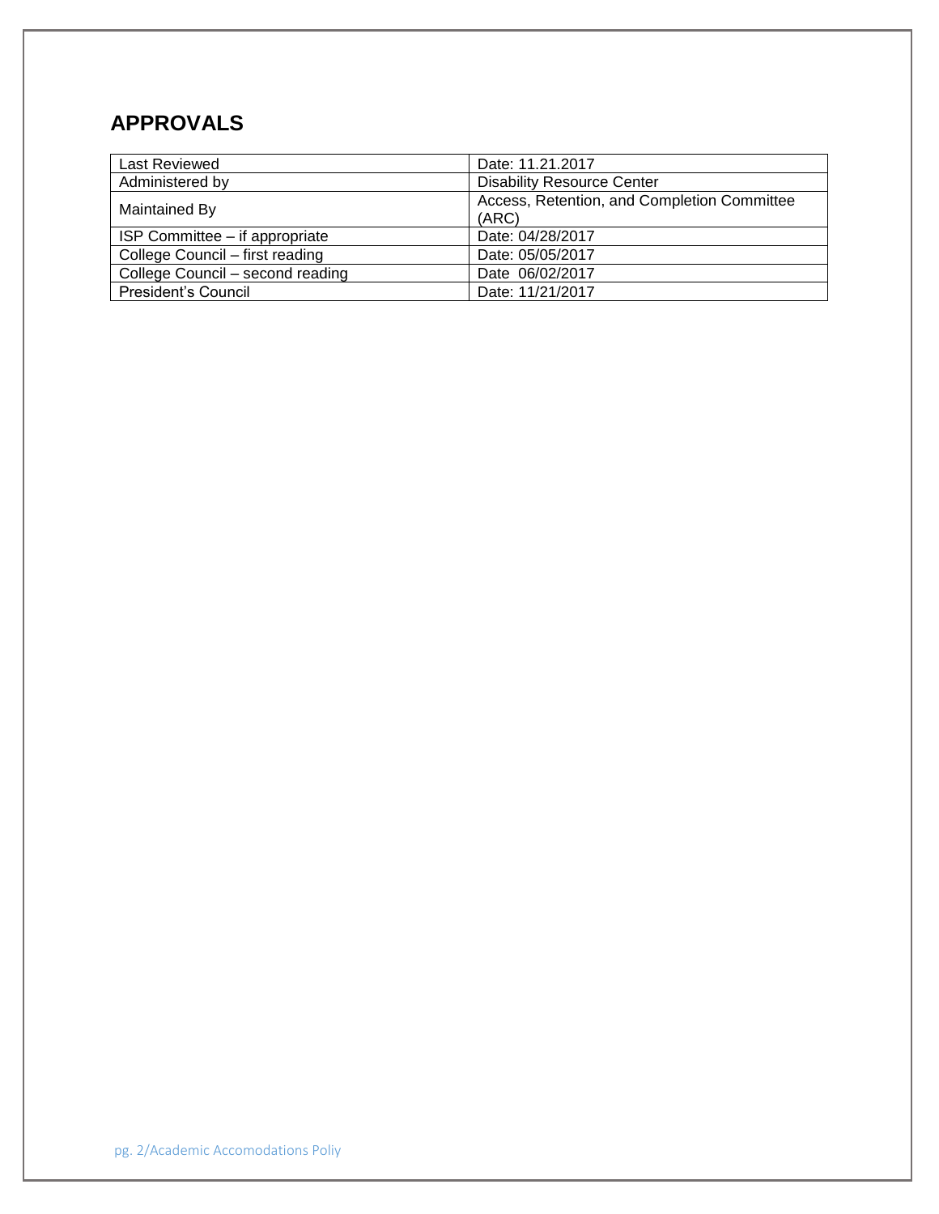## APPROVALS

| | |
|---|---|
| Last Reviewed | Date: 11.21.2017 |
| Administered by | Disability Resource Center |
| Maintained By | Access, Retention, and Completion Committee (ARC) |
| ISP Committee – if appropriate | Date: 04/28/2017 |
| College Council – first reading | Date: 05/05/2017 |
| College Council – second reading | Date 06/02/2017 |
| President's Council | Date: 11/21/2017 |